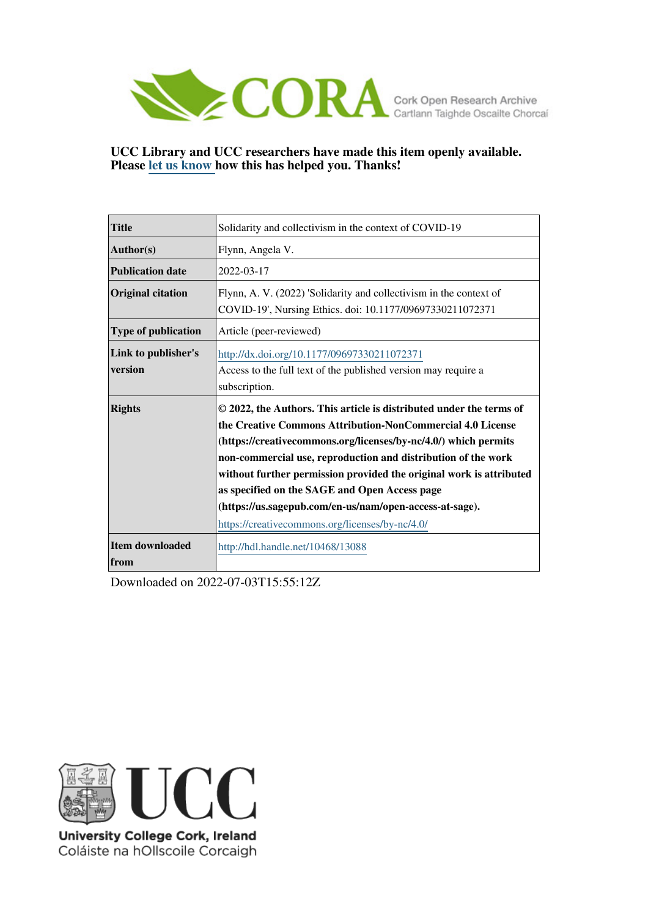CORA Cork Open Research Archive
Cartlann Taighde Oscailte Chorcaí

**UCC Library and UCC researchers have made this item openly available. Please let us know how this has helped you. Thanks!**

| | |
|---|---|
| **Title** | Solidarity and collectivism in the context of COVID-19 |
| **Author(s)** | Flynn, Angela V. |
| **Publication date** | 2022-03-17 |
| **Original citation** | Flynn, A. V. (2022) 'Solidarity and collectivism in the context of COVID-19', Nursing Ethics. doi: 10.1177/09697330211072371 |
| **Type of publication** | Article (peer-reviewed) |
| **Link to publisher's version** | http://dx.doi.org/10.1177/09697330211072371 Access to the full text of the published version may require a subscription. |
| **Rights** | **© 2022, the Authors. This article is distributed under the terms of the Creative Commons Attribution-NonCommercial 4.0 License (https://creativecommons.org/licenses/by-nc/4.0/) which permits non-commercial use, reproduction and distribution of the work without further permission provided the original work is attributed as specified on the SAGE and Open Access page (https://us.sagepub.com/en-us/nam/open-access-at-sage).** https://creativecommons.org/licenses/by-nc/4.0/ |
| **Item downloaded from** | http://hdl.handle.net/10468/13088 |

Downloaded on 2022-07-03T15:55:12Z

UCC
University College Cork, Ireland
Coláiste na hOllscoile Corcaigh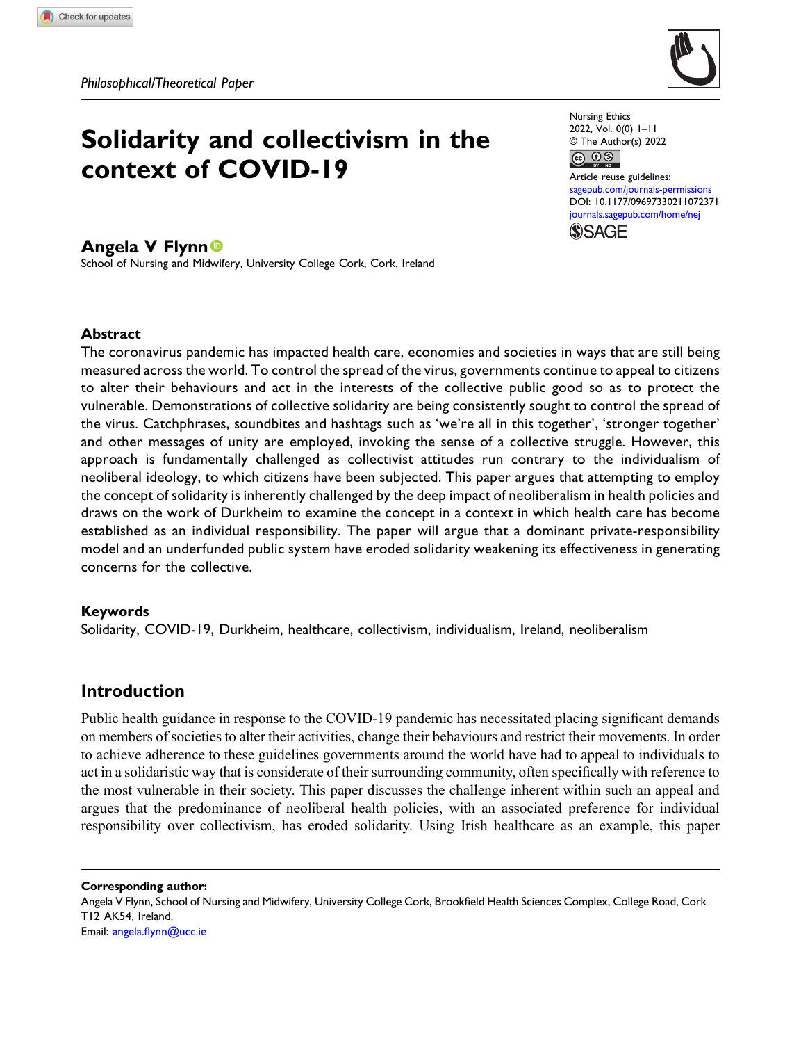Philosophical/Theoretical Paper

# Solidarity and collectivism in the context of COVID-19

Nursing Ethics
2022, Vol. 0(0) 1–11
© The Author(s) 2022
Article reuse guidelines:
sagepub.com/journals-permissions
DOI: 10.1177/09697330211072371
journals.sagepub.com/home/nej

**Angela V Flynn**
School of Nursing and Midwifery, University College Cork, Cork, Ireland

## Abstract

The coronavirus pandemic has impacted health care, economies and societies in ways that are still being measured across the world. To control the spread of the virus, governments continue to appeal to citizens to alter their behaviours and act in the interests of the collective public good so as to protect the vulnerable. Demonstrations of collective solidarity are being consistently sought to control the spread of the virus. Catchphrases, soundbites and hashtags such as 'we're all in this together', 'stronger together' and other messages of unity are employed, invoking the sense of a collective struggle. However, this approach is fundamentally challenged as collectivist attitudes run contrary to the individualism of neoliberal ideology, to which citizens have been subjected. This paper argues that attempting to employ the concept of solidarity is inherently challenged by the deep impact of neoliberalism in health policies and draws on the work of Durkheim to examine the concept in a context in which health care has become established as an individual responsibility. The paper will argue that a dominant private-responsibility model and an underfunded public system have eroded solidarity weakening its effectiveness in generating concerns for the collective.

## Keywords

Solidarity, COVID-19, Durkheim, healthcare, collectivism, individualism, Ireland, neoliberalism

## Introduction

Public health guidance in response to the COVID-19 pandemic has necessitated placing significant demands on members of societies to alter their activities, change their behaviours and restrict their movements. In order to achieve adherence to these guidelines governments around the world have had to appeal to individuals to act in a solidaristic way that is considerate of their surrounding community, often specifically with reference to the most vulnerable in their society. This paper discusses the challenge inherent within such an appeal and argues that the predominance of neoliberal health policies, with an associated preference for individual responsibility over collectivism, has eroded solidarity. Using Irish healthcare as an example, this paper

**Corresponding author:**
Angela V Flynn, School of Nursing and Midwifery, University College Cork, Brookfield Health Sciences Complex, College Road, Cork T12 AK54, Ireland.
Email: angela.flynn@ucc.ie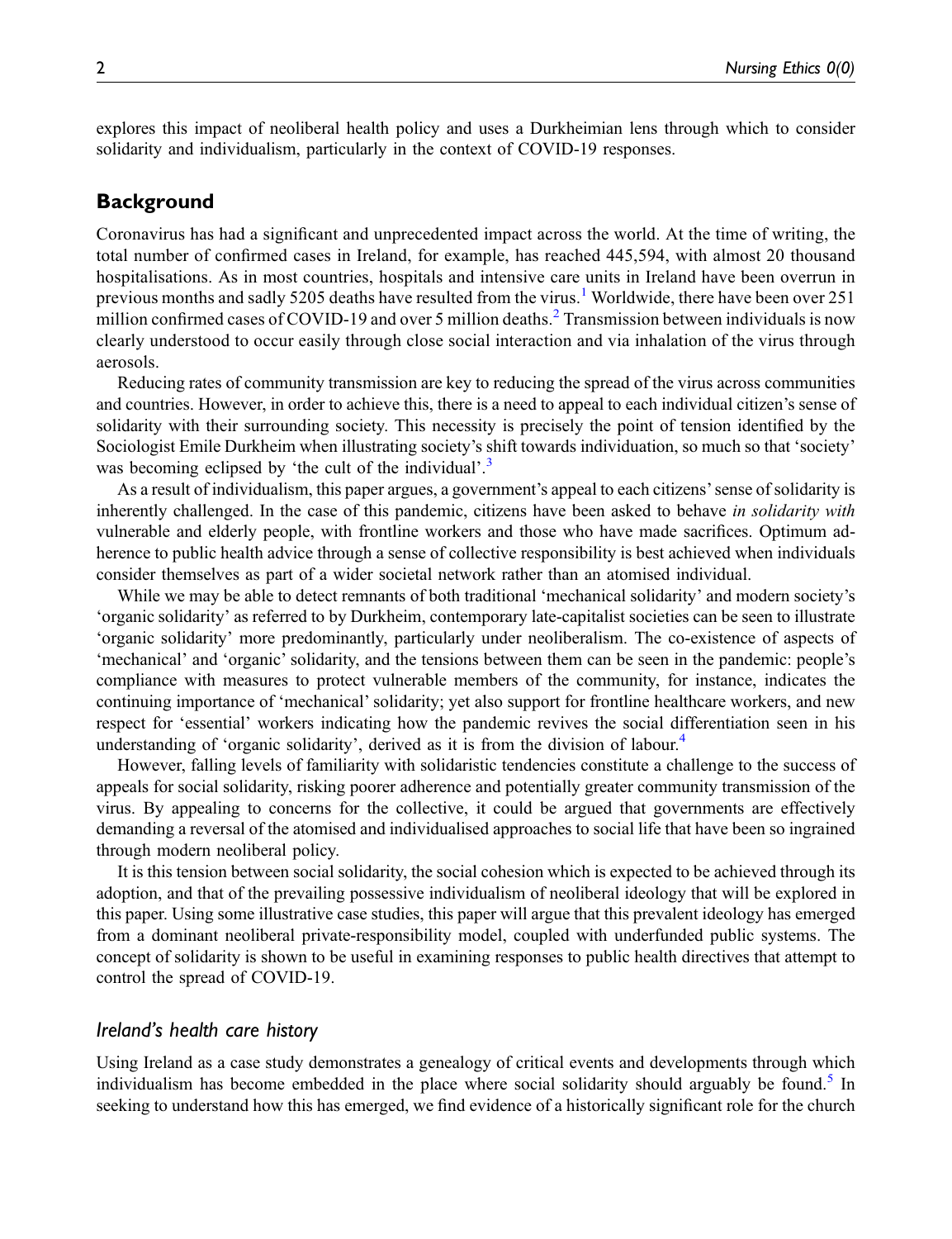explores this impact of neoliberal health policy and uses a Durkheimian lens through which to consider solidarity and individualism, particularly in the context of COVID-19 responses.

## Background

Coronavirus has had a significant and unprecedented impact across the world. At the time of writing, the total number of confirmed cases in Ireland, for example, has reached 445,594, with almost 20 thousand hospitalisations. As in most countries, hospitals and intensive care units in Ireland have been overrun in previous months and sadly 5205 deaths have resulted from the virus.[1] Worldwide, there have been over 251 million confirmed cases of COVID-19 and over 5 million deaths.[2] Transmission between individuals is now clearly understood to occur easily through close social interaction and via inhalation of the virus through aerosols.

Reducing rates of community transmission are key to reducing the spread of the virus across communities and countries. However, in order to achieve this, there is a need to appeal to each individual citizen's sense of solidarity with their surrounding society. This necessity is precisely the point of tension identified by the Sociologist Emile Durkheim when illustrating society's shift towards individuation, so much so that 'society' was becoming eclipsed by 'the cult of the individual'.[3]

As a result of individualism, this paper argues, a government's appeal to each citizens' sense of solidarity is inherently challenged. In the case of this pandemic, citizens have been asked to behave *in solidarity with* vulnerable and elderly people, with frontline workers and those who have made sacrifices. Optimum adherence to public health advice through a sense of collective responsibility is best achieved when individuals consider themselves as part of a wider societal network rather than an atomised individual.

While we may be able to detect remnants of both traditional 'mechanical solidarity' and modern society's 'organic solidarity' as referred to by Durkheim, contemporary late-capitalist societies can be seen to illustrate 'organic solidarity' more predominantly, particularly under neoliberalism. The co-existence of aspects of 'mechanical' and 'organic' solidarity, and the tensions between them can be seen in the pandemic: people's compliance with measures to protect vulnerable members of the community, for instance, indicates the continuing importance of 'mechanical' solidarity; yet also support for frontline healthcare workers, and new respect for 'essential' workers indicating how the pandemic revives the social differentiation seen in his understanding of 'organic solidarity', derived as it is from the division of labour.[4]

However, falling levels of familiarity with solidaristic tendencies constitute a challenge to the success of appeals for social solidarity, risking poorer adherence and potentially greater community transmission of the virus. By appealing to concerns for the collective, it could be argued that governments are effectively demanding a reversal of the atomised and individualised approaches to social life that have been so ingrained through modern neoliberal policy.

It is this tension between social solidarity, the social cohesion which is expected to be achieved through its adoption, and that of the prevailing possessive individualism of neoliberal ideology that will be explored in this paper. Using some illustrative case studies, this paper will argue that this prevalent ideology has emerged from a dominant neoliberal private-responsibility model, coupled with underfunded public systems. The concept of solidarity is shown to be useful in examining responses to public health directives that attempt to control the spread of COVID-19.

### Ireland's health care history

Using Ireland as a case study demonstrates a genealogy of critical events and developments through which individualism has become embedded in the place where social solidarity should arguably be found.[5] In seeking to understand how this has emerged, we find evidence of a historically significant role for the church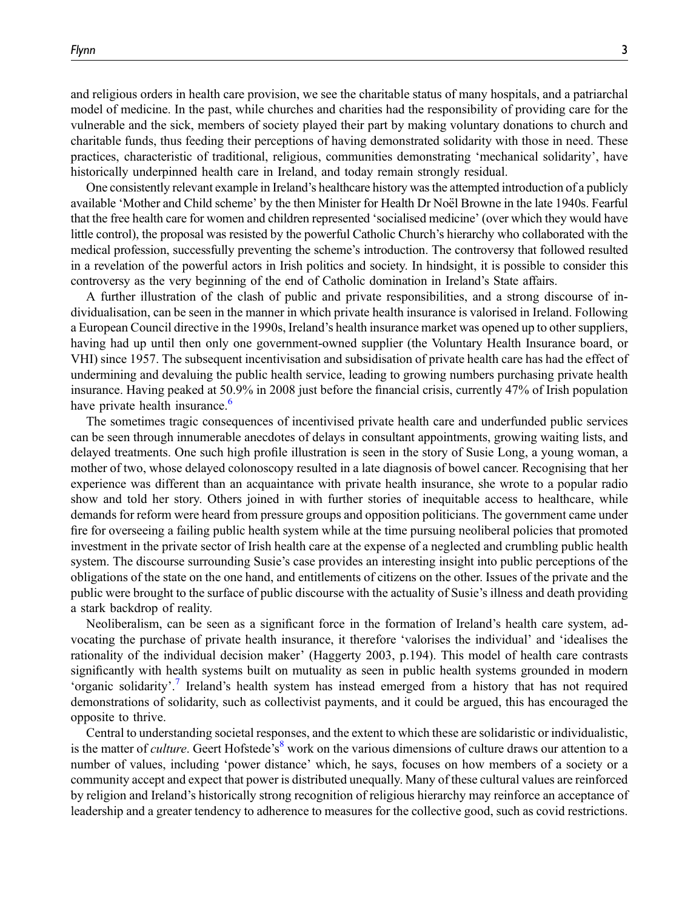and religious orders in health care provision, we see the charitable status of many hospitals, and a patriarchal model of medicine. In the past, while churches and charities had the responsibility of providing care for the vulnerable and the sick, members of society played their part by making voluntary donations to church and charitable funds, thus feeding their perceptions of having demonstrated solidarity with those in need. These practices, characteristic of traditional, religious, communities demonstrating 'mechanical solidarity', have historically underpinned health care in Ireland, and today remain strongly residual.

One consistently relevant example in Ireland's healthcare history was the attempted introduction of a publicly available 'Mother and Child scheme' by the then Minister for Health Dr Noël Browne in the late 1940s. Fearful that the free health care for women and children represented 'socialised medicine' (over which they would have little control), the proposal was resisted by the powerful Catholic Church's hierarchy who collaborated with the medical profession, successfully preventing the scheme's introduction. The controversy that followed resulted in a revelation of the powerful actors in Irish politics and society. In hindsight, it is possible to consider this controversy as the very beginning of the end of Catholic domination in Ireland's State affairs.

A further illustration of the clash of public and private responsibilities, and a strong discourse of individualisation, can be seen in the manner in which private health insurance is valorised in Ireland. Following a European Council directive in the 1990s, Ireland's health insurance market was opened up to other suppliers, having had up until then only one government-owned supplier (the Voluntary Health Insurance board, or VHI) since 1957. The subsequent incentivisation and subsidisation of private health care has had the effect of undermining and devaluing the public health service, leading to growing numbers purchasing private health insurance. Having peaked at 50.9% in 2008 just before the financial crisis, currently 47% of Irish population have private health insurance.[6]

The sometimes tragic consequences of incentivised private health care and underfunded public services can be seen through innumerable anecdotes of delays in consultant appointments, growing waiting lists, and delayed treatments. One such high profile illustration is seen in the story of Susie Long, a young woman, a mother of two, whose delayed colonoscopy resulted in a late diagnosis of bowel cancer. Recognising that her experience was different than an acquaintance with private health insurance, she wrote to a popular radio show and told her story. Others joined in with further stories of inequitable access to healthcare, while demands for reform were heard from pressure groups and opposition politicians. The government came under fire for overseeing a failing public health system while at the time pursuing neoliberal policies that promoted investment in the private sector of Irish health care at the expense of a neglected and crumbling public health system. The discourse surrounding Susie's case provides an interesting insight into public perceptions of the obligations of the state on the one hand, and entitlements of citizens on the other. Issues of the private and the public were brought to the surface of public discourse with the actuality of Susie's illness and death providing a stark backdrop of reality.

Neoliberalism, can be seen as a significant force in the formation of Ireland's health care system, advocating the purchase of private health insurance, it therefore 'valorises the individual' and 'idealises the rationality of the individual decision maker' (Haggerty 2003, p.194). This model of health care contrasts significantly with health systems built on mutuality as seen in public health systems grounded in modern 'organic solidarity'.[7] Ireland's health system has instead emerged from a history that has not required demonstrations of solidarity, such as collectivist payments, and it could be argued, this has encouraged the opposite to thrive.

Central to understanding societal responses, and the extent to which these are solidaristic or individualistic, is the matter of *culture*. Geert Hofstede's[8] work on the various dimensions of culture draws our attention to a number of values, including 'power distance' which, he says, focuses on how members of a society or a community accept and expect that power is distributed unequally. Many of these cultural values are reinforced by religion and Ireland's historically strong recognition of religious hierarchy may reinforce an acceptance of leadership and a greater tendency to adherence to measures for the collective good, such as covid restrictions.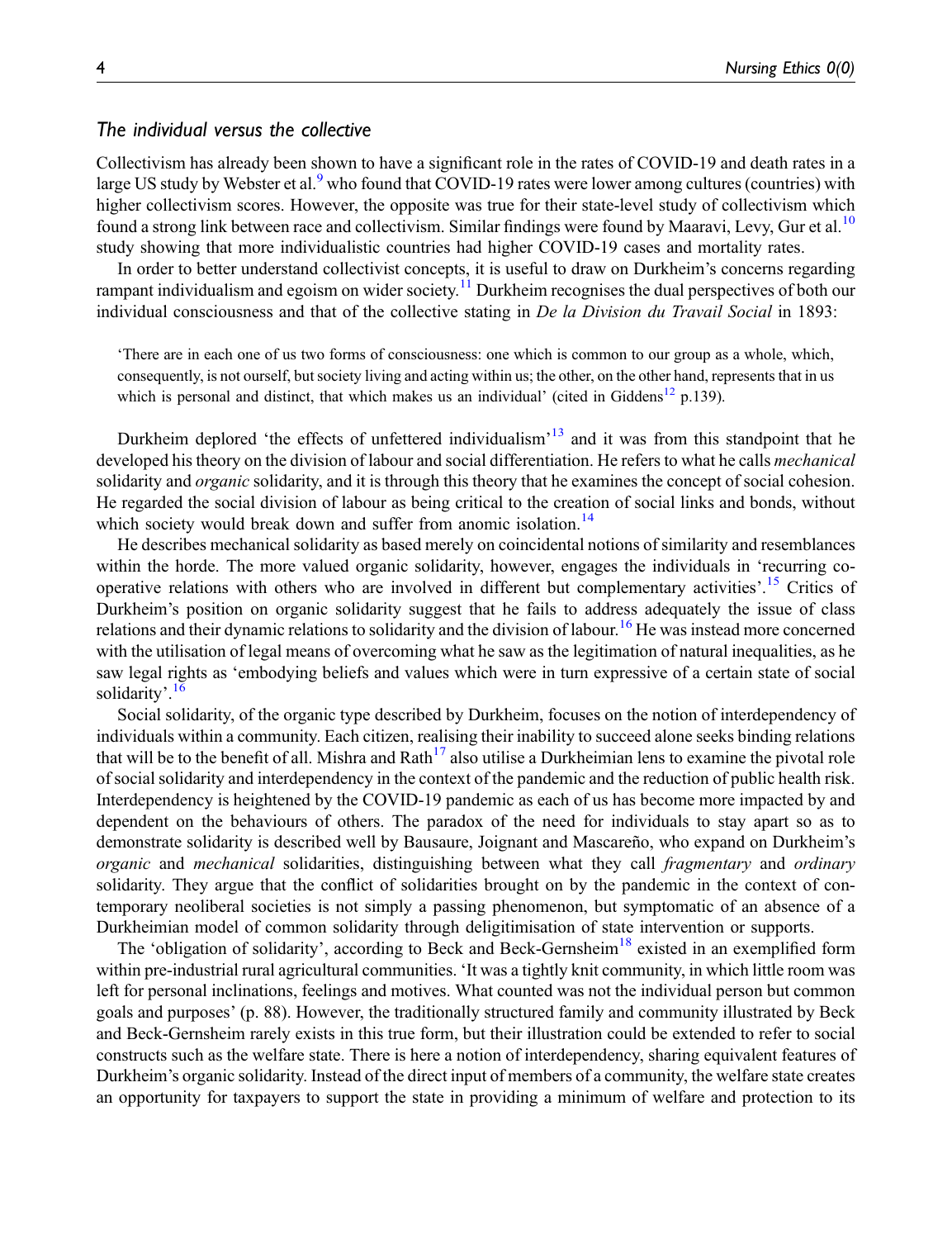### *The individual versus the collective*

Collectivism has already been shown to have a significant role in the rates of COVID-19 and death rates in a large US study by Webster et al.[9] who found that COVID-19 rates were lower among cultures (countries) with higher collectivism scores. However, the opposite was true for their state-level study of collectivism which found a strong link between race and collectivism. Similar findings were found by Maaravi, Levy, Gur et al.[10] study showing that more individualistic countries had higher COVID-19 cases and mortality rates.

In order to better understand collectivist concepts, it is useful to draw on Durkheim's concerns regarding rampant individualism and egoism on wider society.[11] Durkheim recognises the dual perspectives of both our individual consciousness and that of the collective stating in *De la Division du Travail Social* in 1893:

> 'There are in each one of us two forms of consciousness: one which is common to our group as a whole, which, consequently, is not ourself, but society living and acting within us; the other, on the other hand, represents that in us which is personal and distinct, that which makes us an individual' (cited in Giddens[12] p.139).

Durkheim deplored 'the effects of unfettered individualism'[13] and it was from this standpoint that he developed his theory on the division of labour and social differentiation. He refers to what he calls *mechanical* solidarity and *organic* solidarity, and it is through this theory that he examines the concept of social cohesion. He regarded the social division of labour as being critical to the creation of social links and bonds, without which society would break down and suffer from anomic isolation.[14]

He describes mechanical solidarity as based merely on coincidental notions of similarity and resemblances within the horde. The more valued organic solidarity, however, engages the individuals in 'recurring co-operative relations with others who are involved in different but complementary activities'.[15] Critics of Durkheim's position on organic solidarity suggest that he fails to address adequately the issue of class relations and their dynamic relations to solidarity and the division of labour.[16] He was instead more concerned with the utilisation of legal means of overcoming what he saw as the legitimation of natural inequalities, as he saw legal rights as 'embodying beliefs and values which were in turn expressive of a certain state of social solidarity'.[16]

Social solidarity, of the organic type described by Durkheim, focuses on the notion of interdependency of individuals within a community. Each citizen, realising their inability to succeed alone seeks binding relations that will be to the benefit of all. Mishra and Rath[17] also utilise a Durkheimian lens to examine the pivotal role of social solidarity and interdependency in the context of the pandemic and the reduction of public health risk. Interdependency is heightened by the COVID-19 pandemic as each of us has become more impacted by and dependent on the behaviours of others. The paradox of the need for individuals to stay apart so as to demonstrate solidarity is described well by Bausaure, Joignant and Mascareño, who expand on Durkheim's *organic* and *mechanical* solidarities, distinguishing between what they call *fragmentary* and *ordinary* solidarity. They argue that the conflict of solidarities brought on by the pandemic in the context of contemporary neoliberal societies is not simply a passing phenomenon, but symptomatic of an absence of a Durkheimian model of common solidarity through deligitimisation of state intervention or supports.

The 'obligation of solidarity', according to Beck and Beck-Gernsheim[18] existed in an exemplified form within pre-industrial rural agricultural communities. 'It was a tightly knit community, in which little room was left for personal inclinations, feelings and motives. What counted was not the individual person but common goals and purposes' (p. 88). However, the traditionally structured family and community illustrated by Beck and Beck-Gernsheim rarely exists in this true form, but their illustration could be extended to refer to social constructs such as the welfare state. There is here a notion of interdependency, sharing equivalent features of Durkheim's organic solidarity. Instead of the direct input of members of a community, the welfare state creates an opportunity for taxpayers to support the state in providing a minimum of welfare and protection to its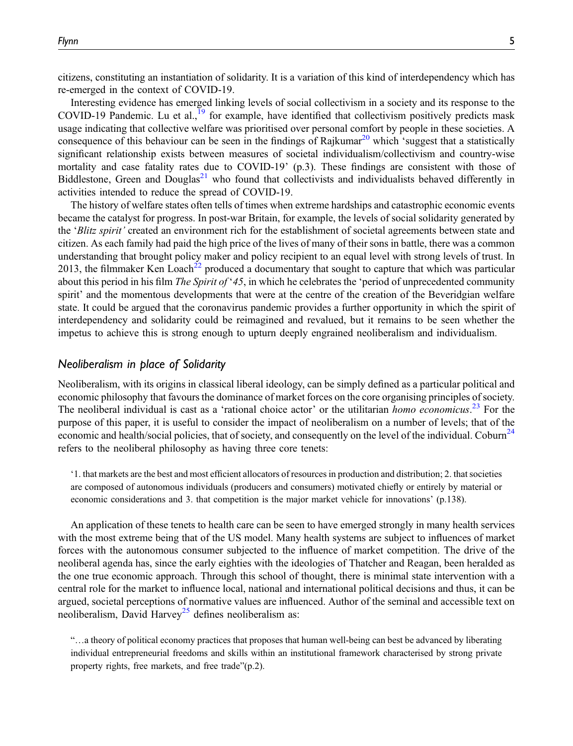citizens, constituting an instantiation of solidarity. It is a variation of this kind of interdependency which has re-emerged in the context of COVID-19.

Interesting evidence has emerged linking levels of social collectivism in a society and its response to the COVID-19 Pandemic. Lu et al.,[19] for example, have identified that collectivism positively predicts mask usage indicating that collective welfare was prioritised over personal comfort by people in these societies. A consequence of this behaviour can be seen in the findings of Rajkumar[20] which 'suggest that a statistically significant relationship exists between measures of societal individualism/collectivism and country-wise mortality and case fatality rates due to COVID-19' (p.3). These findings are consistent with those of Biddlestone, Green and Douglas[21] who found that collectivists and individualists behaved differently in activities intended to reduce the spread of COVID-19.

The history of welfare states often tells of times when extreme hardships and catastrophic economic events became the catalyst for progress. In post-war Britain, for example, the levels of social solidarity generated by the '*Blitz spirit'* created an environment rich for the establishment of societal agreements between state and citizen. As each family had paid the high price of the lives of many of their sons in battle, there was a common understanding that brought policy maker and policy recipient to an equal level with strong levels of trust. In 2013, the filmmaker Ken Loach[22] produced a documentary that sought to capture that which was particular about this period in his film *The Spirit of '45*, in which he celebrates the 'period of unprecedented community spirit' and the momentous developments that were at the centre of the creation of the Beveridgian welfare state. It could be argued that the coronavirus pandemic provides a further opportunity in which the spirit of interdependency and solidarity could be reimagined and revalued, but it remains to be seen whether the impetus to achieve this is strong enough to upturn deeply engrained neoliberalism and individualism.

## Neoliberalism in place of Solidarity

Neoliberalism, with its origins in classical liberal ideology, can be simply defined as a particular political and economic philosophy that favours the dominance of market forces on the core organising principles of society. The neoliberal individual is cast as a 'rational choice actor' or the utilitarian *homo economicus*.[23] For the purpose of this paper, it is useful to consider the impact of neoliberalism on a number of levels; that of the economic and health/social policies, that of society, and consequently on the level of the individual. Coburn[24] refers to the neoliberal philosophy as having three core tenets:

> '1. that markets are the best and most efficient allocators of resources in production and distribution; 2. that societies are composed of autonomous individuals (producers and consumers) motivated chiefly or entirely by material or economic considerations and 3. that competition is the major market vehicle for innovations' (p.138).

An application of these tenets to health care can be seen to have emerged strongly in many health services with the most extreme being that of the US model. Many health systems are subject to influences of market forces with the autonomous consumer subjected to the influence of market competition. The drive of the neoliberal agenda has, since the early eighties with the ideologies of Thatcher and Reagan, been heralded as the one true economic approach. Through this school of thought, there is minimal state intervention with a central role for the market to influence local, national and international political decisions and thus, it can be argued, societal perceptions of normative values are influenced. Author of the seminal and accessible text on neoliberalism, David Harvey[25] defines neoliberalism as:

> "…a theory of political economy practices that proposes that human well-being can best be advanced by liberating individual entrepreneurial freedoms and skills within an institutional framework characterised by strong private property rights, free markets, and free trade"(p.2).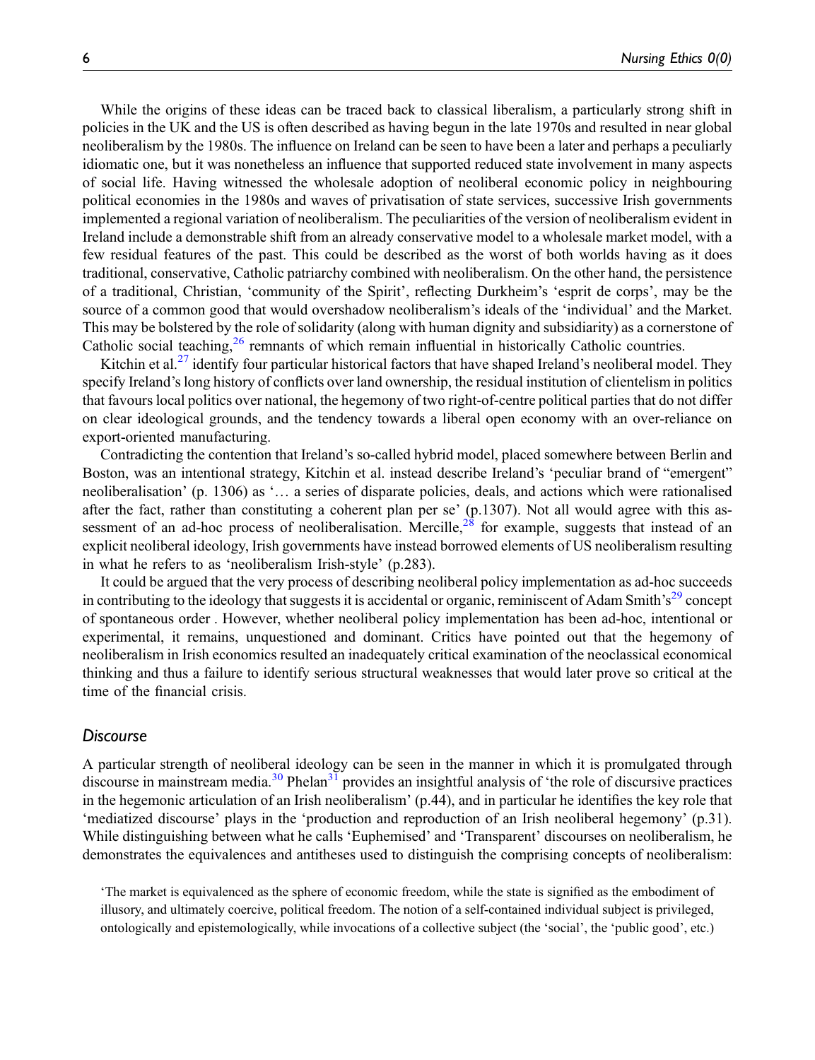While the origins of these ideas can be traced back to classical liberalism, a particularly strong shift in policies in the UK and the US is often described as having begun in the late 1970s and resulted in near global neoliberalism by the 1980s. The influence on Ireland can be seen to have been a later and perhaps a peculiarly idiomatic one, but it was nonetheless an influence that supported reduced state involvement in many aspects of social life. Having witnessed the wholesale adoption of neoliberal economic policy in neighbouring political economies in the 1980s and waves of privatisation of state services, successive Irish governments implemented a regional variation of neoliberalism. The peculiarities of the version of neoliberalism evident in Ireland include a demonstrable shift from an already conservative model to a wholesale market model, with a few residual features of the past. This could be described as the worst of both worlds having as it does traditional, conservative, Catholic patriarchy combined with neoliberalism. On the other hand, the persistence of a traditional, Christian, 'community of the Spirit', reflecting Durkheim's 'esprit de corps', may be the source of a common good that would overshadow neoliberalism's ideals of the 'individual' and the Market. This may be bolstered by the role of solidarity (along with human dignity and subsidiarity) as a cornerstone of Catholic social teaching,[26] remnants of which remain influential in historically Catholic countries.

Kitchin et al.[27] identify four particular historical factors that have shaped Ireland's neoliberal model. They specify Ireland's long history of conflicts over land ownership, the residual institution of clientelism in politics that favours local politics over national, the hegemony of two right-of-centre political parties that do not differ on clear ideological grounds, and the tendency towards a liberal open economy with an over-reliance on export-oriented manufacturing.

Contradicting the contention that Ireland's so-called hybrid model, placed somewhere between Berlin and Boston, was an intentional strategy, Kitchin et al. instead describe Ireland's 'peculiar brand of "emergent" neoliberalisation' (p. 1306) as '… a series of disparate policies, deals, and actions which were rationalised after the fact, rather than constituting a coherent plan per se' (p.1307). Not all would agree with this assessment of an ad-hoc process of neoliberalisation. Mercille,[28] for example, suggests that instead of an explicit neoliberal ideology, Irish governments have instead borrowed elements of US neoliberalism resulting in what he refers to as 'neoliberalism Irish-style' (p.283).

It could be argued that the very process of describing neoliberal policy implementation as ad-hoc succeeds in contributing to the ideology that suggests it is accidental or organic, reminiscent of Adam Smith's[29] concept of spontaneous order . However, whether neoliberal policy implementation has been ad-hoc, intentional or experimental, it remains, unquestioned and dominant. Critics have pointed out that the hegemony of neoliberalism in Irish economics resulted an inadequately critical examination of the neoclassical economical thinking and thus a failure to identify serious structural weaknesses that would later prove so critical at the time of the financial crisis.

## *Discourse*

A particular strength of neoliberal ideology can be seen in the manner in which it is promulgated through discourse in mainstream media.[30] Phelan[31] provides an insightful analysis of 'the role of discursive practices in the hegemonic articulation of an Irish neoliberalism' (p.44), and in particular he identifies the key role that 'mediatized discourse' plays in the 'production and reproduction of an Irish neoliberal hegemony' (p.31). While distinguishing between what he calls 'Euphemised' and 'Transparent' discourses on neoliberalism, he demonstrates the equivalences and antitheses used to distinguish the comprising concepts of neoliberalism:

> 'The market is equivalenced as the sphere of economic freedom, while the state is signified as the embodiment of illusory, and ultimately coercive, political freedom. The notion of a self-contained individual subject is privileged, ontologically and epistemologically, while invocations of a collective subject (the 'social', the 'public good', etc.)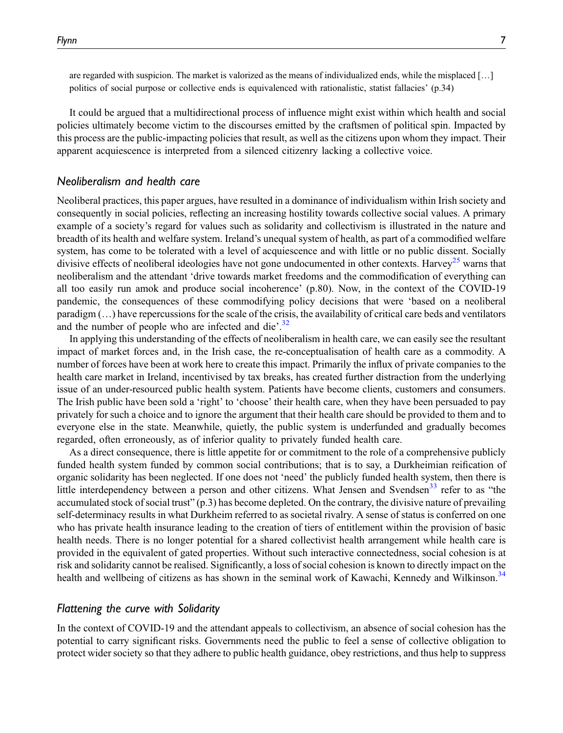are regarded with suspicion. The market is valorized as the means of individualized ends, while the misplaced […] politics of social purpose or collective ends is equivalenced with rationalistic, statist fallacies' (p.34)

It could be argued that a multidirectional process of influence might exist within which health and social policies ultimately become victim to the discourses emitted by the craftsmen of political spin. Impacted by this process are the public-impacting policies that result, as well as the citizens upon whom they impact. Their apparent acquiescence is interpreted from a silenced citizenry lacking a collective voice.

### *Neoliberalism and health care*

Neoliberal practices, this paper argues, have resulted in a dominance of individualism within Irish society and consequently in social policies, reflecting an increasing hostility towards collective social values. A primary example of a society's regard for values such as solidarity and collectivism is illustrated in the nature and breadth of its health and welfare system. Ireland's unequal system of health, as part of a commodified welfare system, has come to be tolerated with a level of acquiescence and with little or no public dissent. Socially divisive effects of neoliberal ideologies have not gone undocumented in other contexts. Harvey[25] warns that neoliberalism and the attendant 'drive towards market freedoms and the commodification of everything can all too easily run amok and produce social incoherence' (p.80). Now, in the context of the COVID-19 pandemic, the consequences of these commodifying policy decisions that were 'based on a neoliberal paradigm (…) have repercussions for the scale of the crisis, the availability of critical care beds and ventilators and the number of people who are infected and die'.[32]

In applying this understanding of the effects of neoliberalism in health care, we can easily see the resultant impact of market forces and, in the Irish case, the re-conceptualisation of health care as a commodity. A number of forces have been at work here to create this impact. Primarily the influx of private companies to the health care market in Ireland, incentivised by tax breaks, has created further distraction from the underlying issue of an under-resourced public health system. Patients have become clients, customers and consumers. The Irish public have been sold a 'right' to 'choose' their health care, when they have been persuaded to pay privately for such a choice and to ignore the argument that their health care should be provided to them and to everyone else in the state. Meanwhile, quietly, the public system is underfunded and gradually becomes regarded, often erroneously, as of inferior quality to privately funded health care.

As a direct consequence, there is little appetite for or commitment to the role of a comprehensive publicly funded health system funded by common social contributions; that is to say, a Durkheimian reification of organic solidarity has been neglected. If one does not 'need' the publicly funded health system, then there is little interdependency between a person and other citizens. What Jensen and Svendsen[33] refer to as "the accumulated stock of social trust" (p.3) has become depleted. On the contrary, the divisive nature of prevailing self-determinacy results in what Durkheim referred to as societal rivalry. A sense of status is conferred on one who has private health insurance leading to the creation of tiers of entitlement within the provision of basic health needs. There is no longer potential for a shared collectivist health arrangement while health care is provided in the equivalent of gated properties. Without such interactive connectedness, social cohesion is at risk and solidarity cannot be realised. Significantly, a loss of social cohesion is known to directly impact on the health and wellbeing of citizens as has shown in the seminal work of Kawachi, Kennedy and Wilkinson.[34]

### *Flattening the curve with Solidarity*

In the context of COVID-19 and the attendant appeals to collectivism, an absence of social cohesion has the potential to carry significant risks. Governments need the public to feel a sense of collective obligation to protect wider society so that they adhere to public health guidance, obey restrictions, and thus help to suppress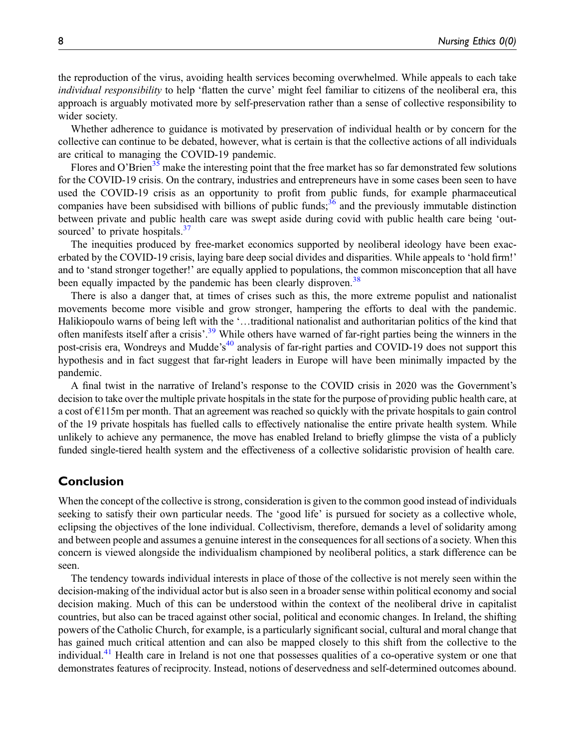the reproduction of the virus, avoiding health services becoming overwhelmed. While appeals to each take *individual responsibility* to help 'flatten the curve' might feel familiar to citizens of the neoliberal era, this approach is arguably motivated more by self-preservation rather than a sense of collective responsibility to wider society.

Whether adherence to guidance is motivated by preservation of individual health or by concern for the collective can continue to be debated, however, what is certain is that the collective actions of all individuals are critical to managing the COVID-19 pandemic.

Flores and O'Brien[35] make the interesting point that the free market has so far demonstrated few solutions for the COVID-19 crisis. On the contrary, industries and entrepreneurs have in some cases been seen to have used the COVID-19 crisis as an opportunity to profit from public funds, for example pharmaceutical companies have been subsidised with billions of public funds;[36] and the previously immutable distinction between private and public health care was swept aside during covid with public health care being 'outsourced' to private hospitals.[37]

The inequities produced by free-market economics supported by neoliberal ideology have been exacerbated by the COVID-19 crisis, laying bare deep social divides and disparities. While appeals to 'hold firm!' and to 'stand stronger together!' are equally applied to populations, the common misconception that all have been equally impacted by the pandemic has been clearly disproven.[38]

There is also a danger that, at times of crises such as this, the more extreme populist and nationalist movements become more visible and grow stronger, hampering the efforts to deal with the pandemic. Halikiopoulo warns of being left with the '…traditional nationalist and authoritarian politics of the kind that often manifests itself after a crisis'.[39] While others have warned of far-right parties being the winners in the post-crisis era, Wondreys and Mudde's[40] analysis of far-right parties and COVID-19 does not support this hypothesis and in fact suggest that far-right leaders in Europe will have been minimally impacted by the pandemic.

A final twist in the narrative of Ireland's response to the COVID crisis in 2020 was the Government's decision to take over the multiple private hospitals in the state for the purpose of providing public health care, at a cost of €115m per month. That an agreement was reached so quickly with the private hospitals to gain control of the 19 private hospitals has fuelled calls to effectively nationalise the entire private health system. While unlikely to achieve any permanence, the move has enabled Ireland to briefly glimpse the vista of a publicly funded single-tiered health system and the effectiveness of a collective solidaristic provision of health care.

## Conclusion

When the concept of the collective is strong, consideration is given to the common good instead of individuals seeking to satisfy their own particular needs. The 'good life' is pursued for society as a collective whole, eclipsing the objectives of the lone individual. Collectivism, therefore, demands a level of solidarity among and between people and assumes a genuine interest in the consequences for all sections of a society. When this concern is viewed alongside the individualism championed by neoliberal politics, a stark difference can be seen.

The tendency towards individual interests in place of those of the collective is not merely seen within the decision-making of the individual actor but is also seen in a broader sense within political economy and social decision making. Much of this can be understood within the context of the neoliberal drive in capitalist countries, but also can be traced against other social, political and economic changes. In Ireland, the shifting powers of the Catholic Church, for example, is a particularly significant social, cultural and moral change that has gained much critical attention and can also be mapped closely to this shift from the collective to the individual.[41] Health care in Ireland is not one that possesses qualities of a co-operative system or one that demonstrates features of reciprocity. Instead, notions of deservedness and self-determined outcomes abound.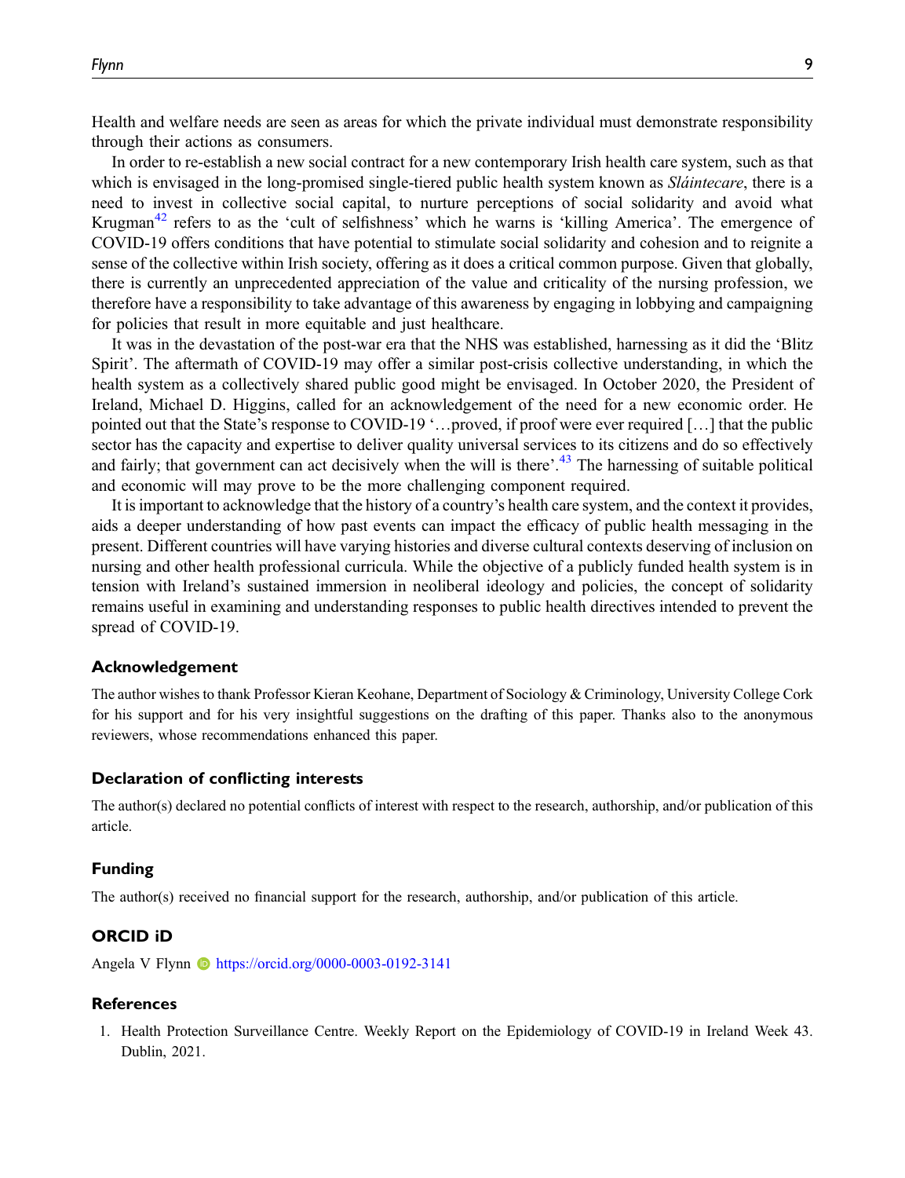Health and welfare needs are seen as areas for which the private individual must demonstrate responsibility through their actions as consumers.

In order to re-establish a new social contract for a new contemporary Irish health care system, such as that which is envisaged in the long-promised single-tiered public health system known as *Sláintecare*, there is a need to invest in collective social capital, to nurture perceptions of social solidarity and avoid what Krugman[42] refers to as the 'cult of selfishness' which he warns is 'killing America'. The emergence of COVID-19 offers conditions that have potential to stimulate social solidarity and cohesion and to reignite a sense of the collective within Irish society, offering as it does a critical common purpose. Given that globally, there is currently an unprecedented appreciation of the value and criticality of the nursing profession, we therefore have a responsibility to take advantage of this awareness by engaging in lobbying and campaigning for policies that result in more equitable and just healthcare.

It was in the devastation of the post-war era that the NHS was established, harnessing as it did the 'Blitz Spirit'. The aftermath of COVID-19 may offer a similar post-crisis collective understanding, in which the health system as a collectively shared public good might be envisaged. In October 2020, the President of Ireland, Michael D. Higgins, called for an acknowledgement of the need for a new economic order. He pointed out that the State's response to COVID-19 '…proved, if proof were ever required […] that the public sector has the capacity and expertise to deliver quality universal services to its citizens and do so effectively and fairly; that government can act decisively when the will is there'.[43] The harnessing of suitable political and economic will may prove to be the more challenging component required.

It is important to acknowledge that the history of a country's health care system, and the context it provides, aids a deeper understanding of how past events can impact the efficacy of public health messaging in the present. Different countries will have varying histories and diverse cultural contexts deserving of inclusion on nursing and other health professional curricula. While the objective of a publicly funded health system is in tension with Ireland's sustained immersion in neoliberal ideology and policies, the concept of solidarity remains useful in examining and understanding responses to public health directives intended to prevent the spread of COVID-19.

## Acknowledgement

The author wishes to thank Professor Kieran Keohane, Department of Sociology & Criminology, University College Cork for his support and for his very insightful suggestions on the drafting of this paper. Thanks also to the anonymous reviewers, whose recommendations enhanced this paper.

## Declaration of conflicting interests

The author(s) declared no potential conflicts of interest with respect to the research, authorship, and/or publication of this article.

## Funding

The author(s) received no financial support for the research, authorship, and/or publication of this article.

## ORCID iD

Angela V Flynn https://orcid.org/0000-0003-0192-3141

## References

1. Health Protection Surveillance Centre. Weekly Report on the Epidemiology of COVID-19 in Ireland Week 43. Dublin, 2021.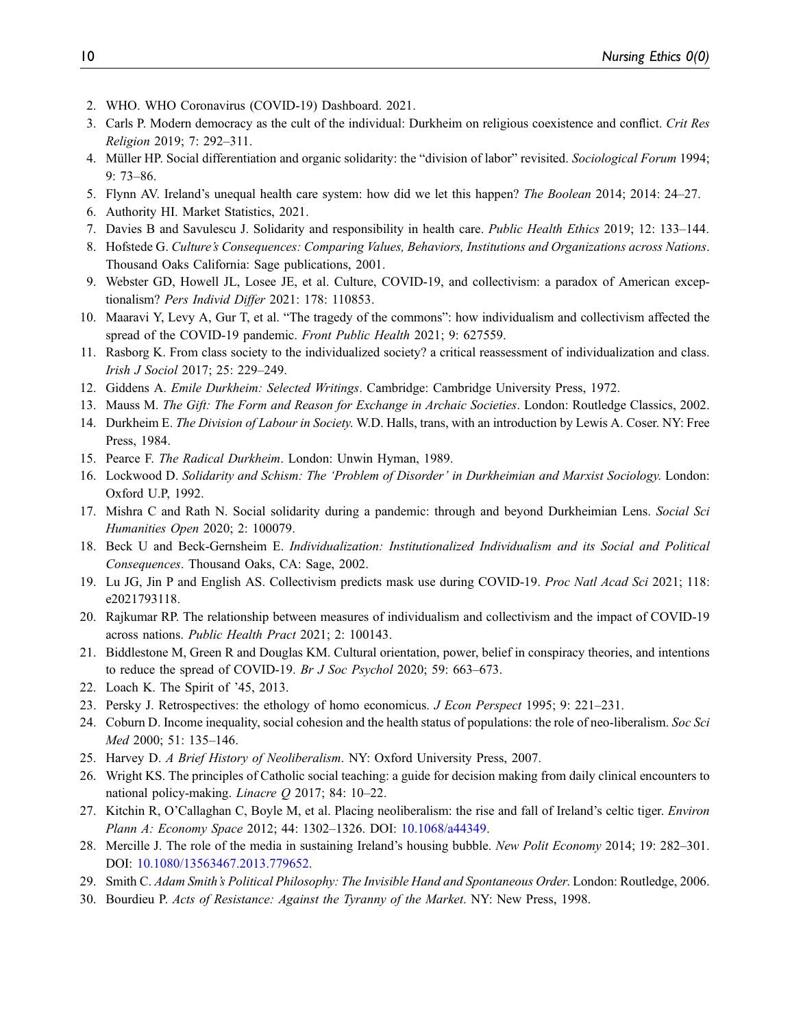2. WHO. WHO Coronavirus (COVID-19) Dashboard. 2021.
3. Carls P. Modern democracy as the cult of the individual: Durkheim on religious coexistence and conflict. *Crit Res Religion* 2019; 7: 292–311.
4. Müller HP. Social differentiation and organic solidarity: the "division of labor" revisited. *Sociological Forum* 1994; 9: 73–86.
5. Flynn AV. Ireland's unequal health care system: how did we let this happen? *The Boolean* 2014; 2014: 24–27.
6. Authority HI. Market Statistics, 2021.
7. Davies B and Savulescu J. Solidarity and responsibility in health care. *Public Health Ethics* 2019; 12: 133–144.
8. Hofstede G. *Culture's Consequences: Comparing Values, Behaviors, Institutions and Organizations across Nations*. Thousand Oaks California: Sage publications, 2001.
9. Webster GD, Howell JL, Losee JE, et al. Culture, COVID-19, and collectivism: a paradox of American exceptionalism? *Pers Individ Differ* 2021: 178: 110853.
10. Maaravi Y, Levy A, Gur T, et al. "The tragedy of the commons": how individualism and collectivism affected the spread of the COVID-19 pandemic. *Front Public Health* 2021; 9: 627559.
11. Rasborg K. From class society to the individualized society? a critical reassessment of individualization and class. *Irish J Sociol* 2017; 25: 229–249.
12. Giddens A. *Emile Durkheim: Selected Writings*. Cambridge: Cambridge University Press, 1972.
13. Mauss M. *The Gift: The Form and Reason for Exchange in Archaic Societies*. London: Routledge Classics, 2002.
14. Durkheim E. *The Division of Labour in Society*. W.D. Halls, trans, with an introduction by Lewis A. Coser. NY: Free Press, 1984.
15. Pearce F. *The Radical Durkheim*. London: Unwin Hyman, 1989.
16. Lockwood D. *Solidarity and Schism: The 'Problem of Disorder' in Durkheimian and Marxist Sociology*. London: Oxford U.P, 1992.
17. Mishra C and Rath N. Social solidarity during a pandemic: through and beyond Durkheimian Lens. *Social Sci Humanities Open* 2020; 2: 100079.
18. Beck U and Beck-Gernsheim E. *Individualization: Institutionalized Individualism and its Social and Political Consequences*. Thousand Oaks, CA: Sage, 2002.
19. Lu JG, Jin P and English AS. Collectivism predicts mask use during COVID-19. *Proc Natl Acad Sci* 2021; 118: e2021793118.
20. Rajkumar RP. The relationship between measures of individualism and collectivism and the impact of COVID-19 across nations. *Public Health Pract* 2021; 2: 100143.
21. Biddlestone M, Green R and Douglas KM. Cultural orientation, power, belief in conspiracy theories, and intentions to reduce the spread of COVID-19. *Br J Soc Psychol* 2020; 59: 663–673.
22. Loach K. The Spirit of '45, 2013.
23. Persky J. Retrospectives: the ethology of homo economicus. *J Econ Perspect* 1995; 9: 221–231.
24. Coburn D. Income inequality, social cohesion and the health status of populations: the role of neo-liberalism. *Soc Sci Med* 2000; 51: 135–146.
25. Harvey D. *A Brief History of Neoliberalism*. NY: Oxford University Press, 2007.
26. Wright KS. The principles of Catholic social teaching: a guide for decision making from daily clinical encounters to national policy-making. *Linacre Q* 2017; 84: 10–22.
27. Kitchin R, O'Callaghan C, Boyle M, et al. Placing neoliberalism: the rise and fall of Ireland's celtic tiger. *Environ Plann A: Economy Space* 2012; 44: 1302–1326. DOI: 10.1068/a44349.
28. Mercille J. The role of the media in sustaining Ireland's housing bubble. *New Polit Economy* 2014; 19: 282–301. DOI: 10.1080/13563467.2013.779652.
29. Smith C. *Adam Smith's Political Philosophy: The Invisible Hand and Spontaneous Order*. London: Routledge, 2006.
30. Bourdieu P. *Acts of Resistance: Against the Tyranny of the Market*. NY: New Press, 1998.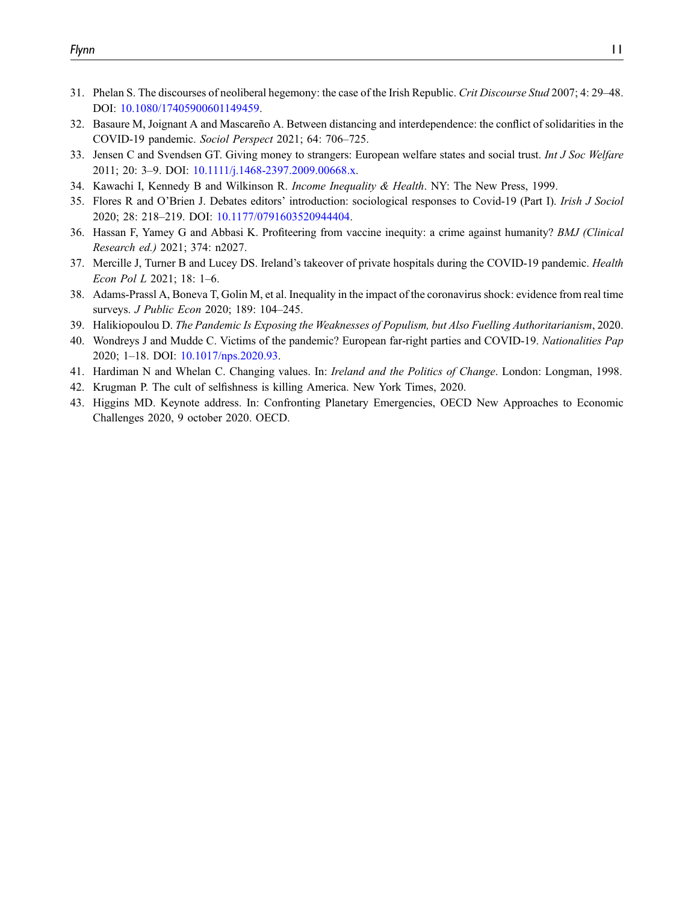31. Phelan S. The discourses of neoliberal hegemony: the case of the Irish Republic. *Crit Discourse Stud* 2007; 4: 29–48. DOI: 10.1080/17405900601149459.
32. Basaure M, Joignant A and Mascareño A. Between distancing and interdependence: the conflict of solidarities in the COVID-19 pandemic. *Sociol Perspect* 2021; 64: 706–725.
33. Jensen C and Svendsen GT. Giving money to strangers: European welfare states and social trust. *Int J Soc Welfare* 2011; 20: 3–9. DOI: 10.1111/j.1468-2397.2009.00668.x.
34. Kawachi I, Kennedy B and Wilkinson R. *Income Inequality & Health*. NY: The New Press, 1999.
35. Flores R and O'Brien J. Debates editors' introduction: sociological responses to Covid-19 (Part I). *Irish J Sociol* 2020; 28: 218–219. DOI: 10.1177/0791603520944404.
36. Hassan F, Yamey G and Abbasi K. Profiteering from vaccine inequity: a crime against humanity? *BMJ (Clinical Research ed.)* 2021; 374: n2027.
37. Mercille J, Turner B and Lucey DS. Ireland's takeover of private hospitals during the COVID-19 pandemic. *Health Econ Pol L* 2021; 18: 1–6.
38. Adams-Prassl A, Boneva T, Golin M, et al. Inequality in the impact of the coronavirus shock: evidence from real time surveys. *J Public Econ* 2020; 189: 104–245.
39. Halikiopoulou D. *The Pandemic Is Exposing the Weaknesses of Populism, but Also Fuelling Authoritarianism*, 2020.
40. Wondreys J and Mudde C. Victims of the pandemic? European far-right parties and COVID-19. *Nationalities Pap* 2020; 1–18. DOI: 10.1017/nps.2020.93.
41. Hardiman N and Whelan C. Changing values. In: *Ireland and the Politics of Change*. London: Longman, 1998.
42. Krugman P. The cult of selfishness is killing America. New York Times, 2020.
43. Higgins MD. Keynote address. In: Confronting Planetary Emergencies, OECD New Approaches to Economic Challenges 2020, 9 october 2020. OECD.